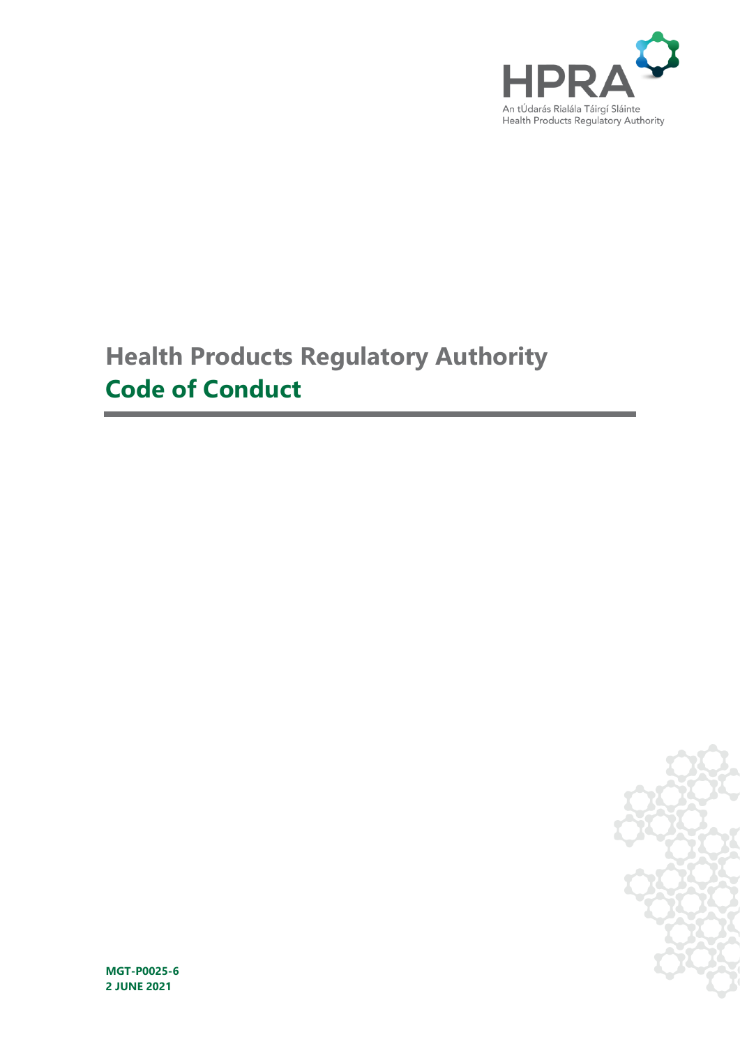HPRA

An tÚdarás Rialála Táirgí Sláinte
Health Products Regulatory Authority

# Health Products Regulatory Authority
# Code of Conduct

**MGT-P0025-6**
**2 JUNE 2021**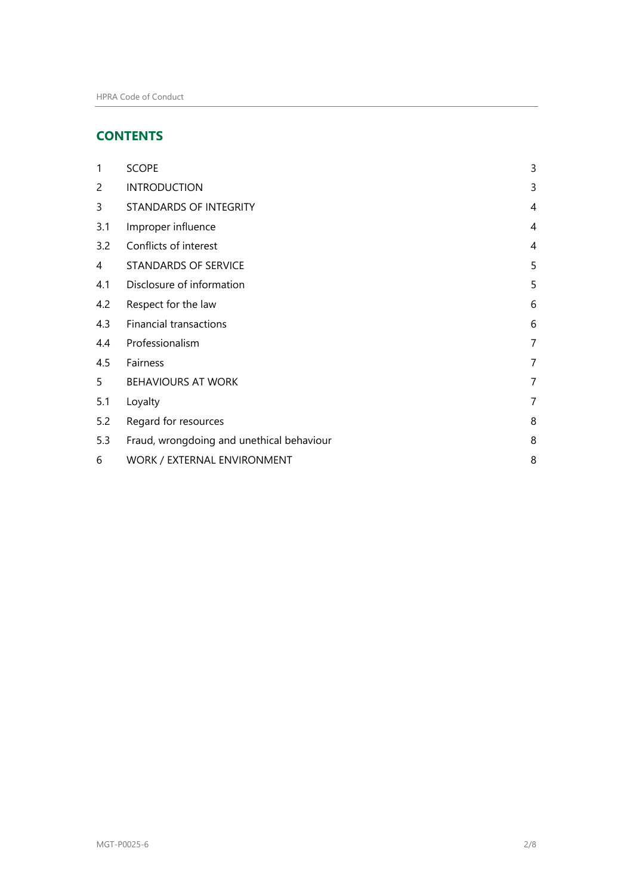## CONTENTS

| | | |
|---|---|---|
| 1 | SCOPE | 3 |
| 2 | INTRODUCTION | 3 |
| 3 | STANDARDS OF INTEGRITY | 4 |
| 3.1 | Improper influence | 4 |
| 3.2 | Conflicts of interest | 4 |
| 4 | STANDARDS OF SERVICE | 5 |
| 4.1 | Disclosure of information | 5 |
| 4.2 | Respect for the law | 6 |
| 4.3 | Financial transactions | 6 |
| 4.4 | Professionalism | 7 |
| 4.5 | Fairness | 7 |
| 5 | BEHAVIOURS AT WORK | 7 |
| 5.1 | Loyalty | 7 |
| 5.2 | Regard for resources | 8 |
| 5.3 | Fraud, wrongdoing and unethical behaviour | 8 |
| 6 | WORK / EXTERNAL ENVIRONMENT | 8 |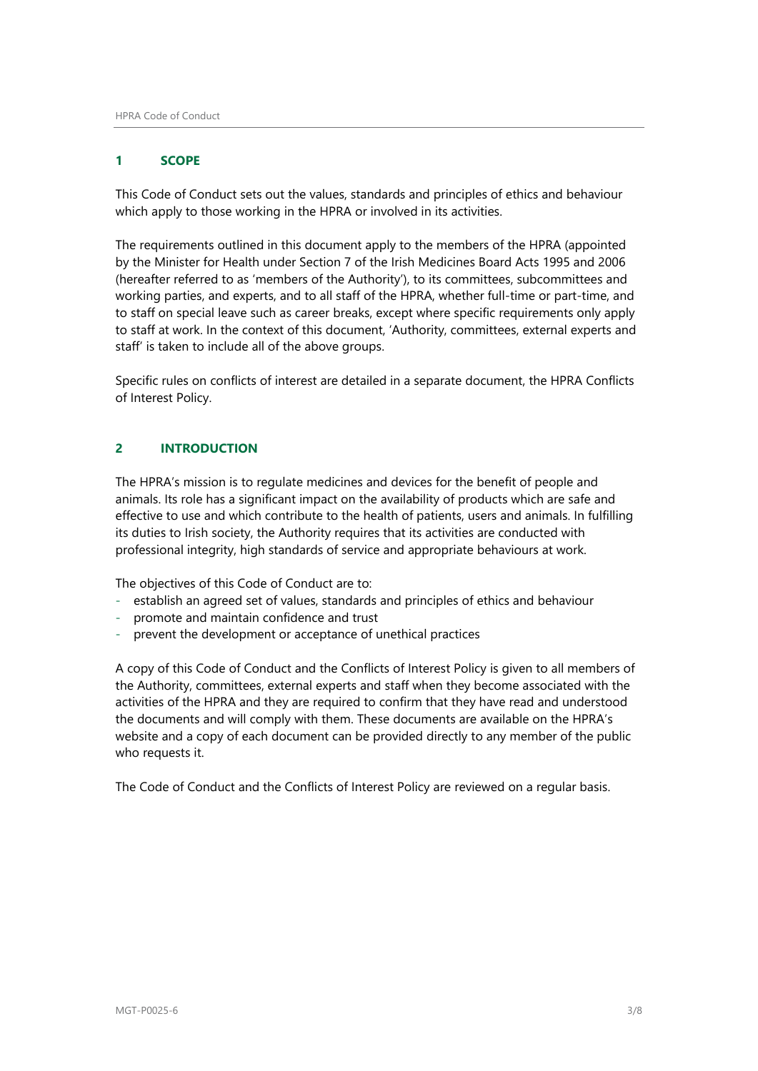## 1 SCOPE

This Code of Conduct sets out the values, standards and principles of ethics and behaviour which apply to those working in the HPRA or involved in its activities.

The requirements outlined in this document apply to the members of the HPRA (appointed by the Minister for Health under Section 7 of the Irish Medicines Board Acts 1995 and 2006 (hereafter referred to as 'members of the Authority'), to its committees, subcommittees and working parties, and experts, and to all staff of the HPRA, whether full-time or part-time, and to staff on special leave such as career breaks, except where specific requirements only apply to staff at work. In the context of this document, 'Authority, committees, external experts and staff' is taken to include all of the above groups.

Specific rules on conflicts of interest are detailed in a separate document, the HPRA Conflicts of Interest Policy.

## 2 INTRODUCTION

The HPRA's mission is to regulate medicines and devices for the benefit of people and animals. Its role has a significant impact on the availability of products which are safe and effective to use and which contribute to the health of patients, users and animals. In fulfilling its duties to Irish society, the Authority requires that its activities are conducted with professional integrity, high standards of service and appropriate behaviours at work.

The objectives of this Code of Conduct are to:

- establish an agreed set of values, standards and principles of ethics and behaviour
- promote and maintain confidence and trust
- prevent the development or acceptance of unethical practices

A copy of this Code of Conduct and the Conflicts of Interest Policy is given to all members of the Authority, committees, external experts and staff when they become associated with the activities of the HPRA and they are required to confirm that they have read and understood the documents and will comply with them. These documents are available on the HPRA's website and a copy of each document can be provided directly to any member of the public who requests it.

The Code of Conduct and the Conflicts of Interest Policy are reviewed on a regular basis.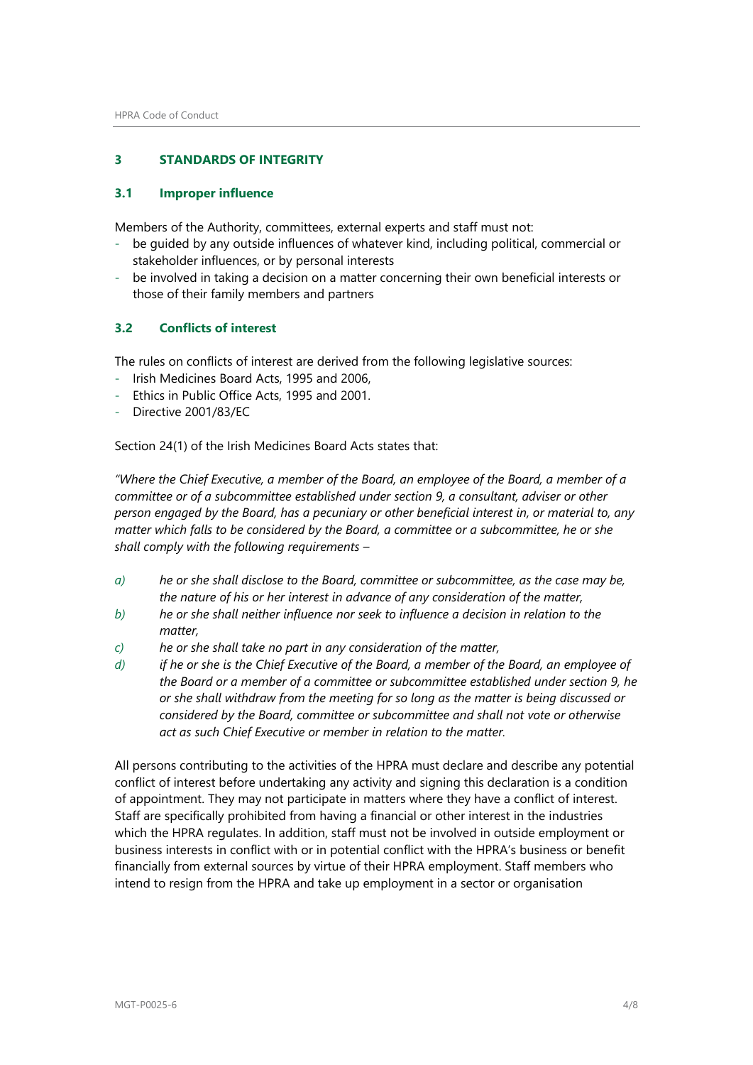## 3 STANDARDS OF INTEGRITY

### 3.1 Improper influence

Members of the Authority, committees, external experts and staff must not:

- be guided by any outside influences of whatever kind, including political, commercial or stakeholder influences, or by personal interests
- be involved in taking a decision on a matter concerning their own beneficial interests or those of their family members and partners

### 3.2 Conflicts of interest

The rules on conflicts of interest are derived from the following legislative sources:

- Irish Medicines Board Acts, 1995 and 2006,
- Ethics in Public Office Acts, 1995 and 2001.
- Directive 2001/83/EC

Section 24(1) of the Irish Medicines Board Acts states that:

*"Where the Chief Executive, a member of the Board, an employee of the Board, a member of a committee or of a subcommittee established under section 9, a consultant, adviser or other person engaged by the Board, has a pecuniary or other beneficial interest in, or material to, any matter which falls to be considered by the Board, a committee or a subcommittee, he or she shall comply with the following requirements –*

*a) he or she shall disclose to the Board, committee or subcommittee, as the case may be, the nature of his or her interest in advance of any consideration of the matter,*

*b) he or she shall neither influence nor seek to influence a decision in relation to the matter,*

*c) he or she shall take no part in any consideration of the matter,*

*d) if he or she is the Chief Executive of the Board, a member of the Board, an employee of the Board or a member of a committee or subcommittee established under section 9, he or she shall withdraw from the meeting for so long as the matter is being discussed or considered by the Board, committee or subcommittee and shall not vote or otherwise act as such Chief Executive or member in relation to the matter.*

All persons contributing to the activities of the HPRA must declare and describe any potential conflict of interest before undertaking any activity and signing this declaration is a condition of appointment. They may not participate in matters where they have a conflict of interest. Staff are specifically prohibited from having a financial or other interest in the industries which the HPRA regulates. In addition, staff must not be involved in outside employment or business interests in conflict with or in potential conflict with the HPRA's business or benefit financially from external sources by virtue of their HPRA employment. Staff members who intend to resign from the HPRA and take up employment in a sector or organisation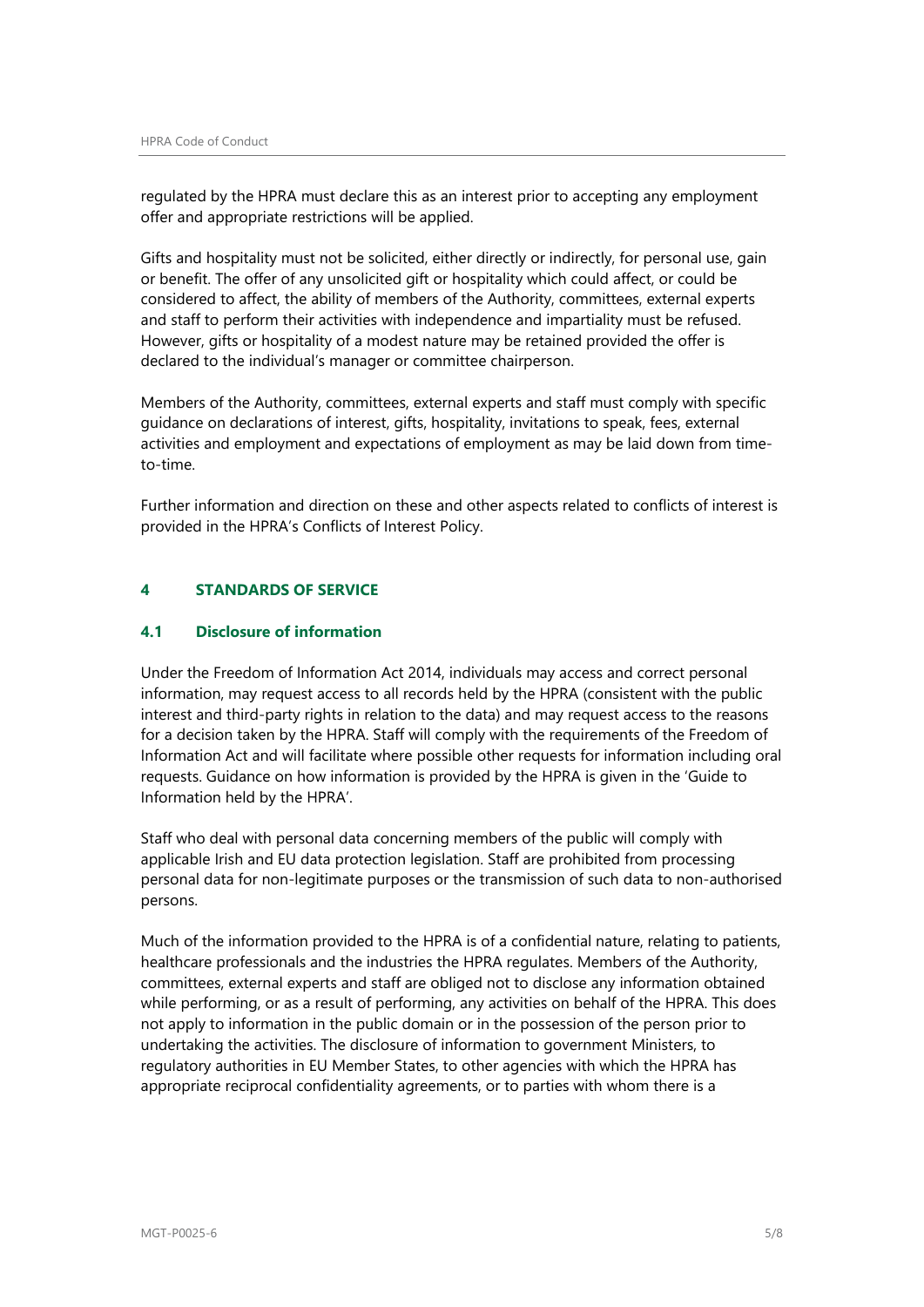regulated by the HPRA must declare this as an interest prior to accepting any employment offer and appropriate restrictions will be applied.

Gifts and hospitality must not be solicited, either directly or indirectly, for personal use, gain or benefit. The offer of any unsolicited gift or hospitality which could affect, or could be considered to affect, the ability of members of the Authority, committees, external experts and staff to perform their activities with independence and impartiality must be refused. However, gifts or hospitality of a modest nature may be retained provided the offer is declared to the individual's manager or committee chairperson.

Members of the Authority, committees, external experts and staff must comply with specific guidance on declarations of interest, gifts, hospitality, invitations to speak, fees, external activities and employment and expectations of employment as may be laid down from time-to-time.

Further information and direction on these and other aspects related to conflicts of interest is provided in the HPRA's Conflicts of Interest Policy.

## 4 STANDARDS OF SERVICE

### 4.1 Disclosure of information

Under the Freedom of Information Act 2014, individuals may access and correct personal information, may request access to all records held by the HPRA (consistent with the public interest and third-party rights in relation to the data) and may request access to the reasons for a decision taken by the HPRA. Staff will comply with the requirements of the Freedom of Information Act and will facilitate where possible other requests for information including oral requests. Guidance on how information is provided by the HPRA is given in the 'Guide to Information held by the HPRA'.

Staff who deal with personal data concerning members of the public will comply with applicable Irish and EU data protection legislation. Staff are prohibited from processing personal data for non-legitimate purposes or the transmission of such data to non-authorised persons.

Much of the information provided to the HPRA is of a confidential nature, relating to patients, healthcare professionals and the industries the HPRA regulates. Members of the Authority, committees, external experts and staff are obliged not to disclose any information obtained while performing, or as a result of performing, any activities on behalf of the HPRA. This does not apply to information in the public domain or in the possession of the person prior to undertaking the activities. The disclosure of information to government Ministers, to regulatory authorities in EU Member States, to other agencies with which the HPRA has appropriate reciprocal confidentiality agreements, or to parties with whom there is a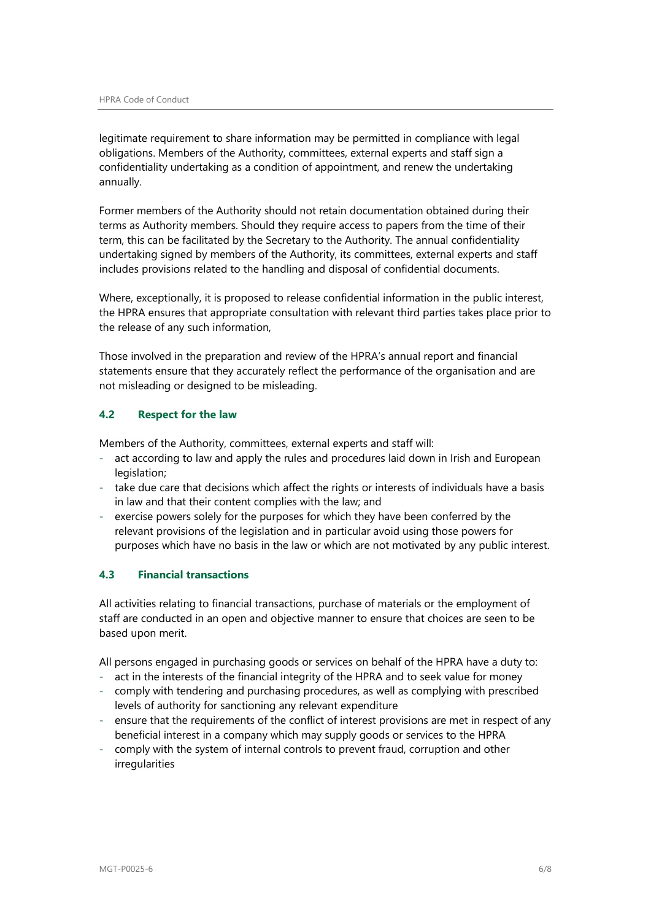legitimate requirement to share information may be permitted in compliance with legal obligations. Members of the Authority, committees, external experts and staff sign a confidentiality undertaking as a condition of appointment, and renew the undertaking annually.

Former members of the Authority should not retain documentation obtained during their terms as Authority members. Should they require access to papers from the time of their term, this can be facilitated by the Secretary to the Authority. The annual confidentiality undertaking signed by members of the Authority, its committees, external experts and staff includes provisions related to the handling and disposal of confidential documents.

Where, exceptionally, it is proposed to release confidential information in the public interest, the HPRA ensures that appropriate consultation with relevant third parties takes place prior to the release of any such information,

Those involved in the preparation and review of the HPRA's annual report and financial statements ensure that they accurately reflect the performance of the organisation and are not misleading or designed to be misleading.

### 4.2 Respect for the law

Members of the Authority, committees, external experts and staff will:

- act according to law and apply the rules and procedures laid down in Irish and European legislation;
- take due care that decisions which affect the rights or interests of individuals have a basis in law and that their content complies with the law; and
- exercise powers solely for the purposes for which they have been conferred by the relevant provisions of the legislation and in particular avoid using those powers for purposes which have no basis in the law or which are not motivated by any public interest.

### 4.3 Financial transactions

All activities relating to financial transactions, purchase of materials or the employment of staff are conducted in an open and objective manner to ensure that choices are seen to be based upon merit.

All persons engaged in purchasing goods or services on behalf of the HPRA have a duty to:

- act in the interests of the financial integrity of the HPRA and to seek value for money
- comply with tendering and purchasing procedures, as well as complying with prescribed levels of authority for sanctioning any relevant expenditure
- ensure that the requirements of the conflict of interest provisions are met in respect of any beneficial interest in a company which may supply goods or services to the HPRA
- comply with the system of internal controls to prevent fraud, corruption and other irregularities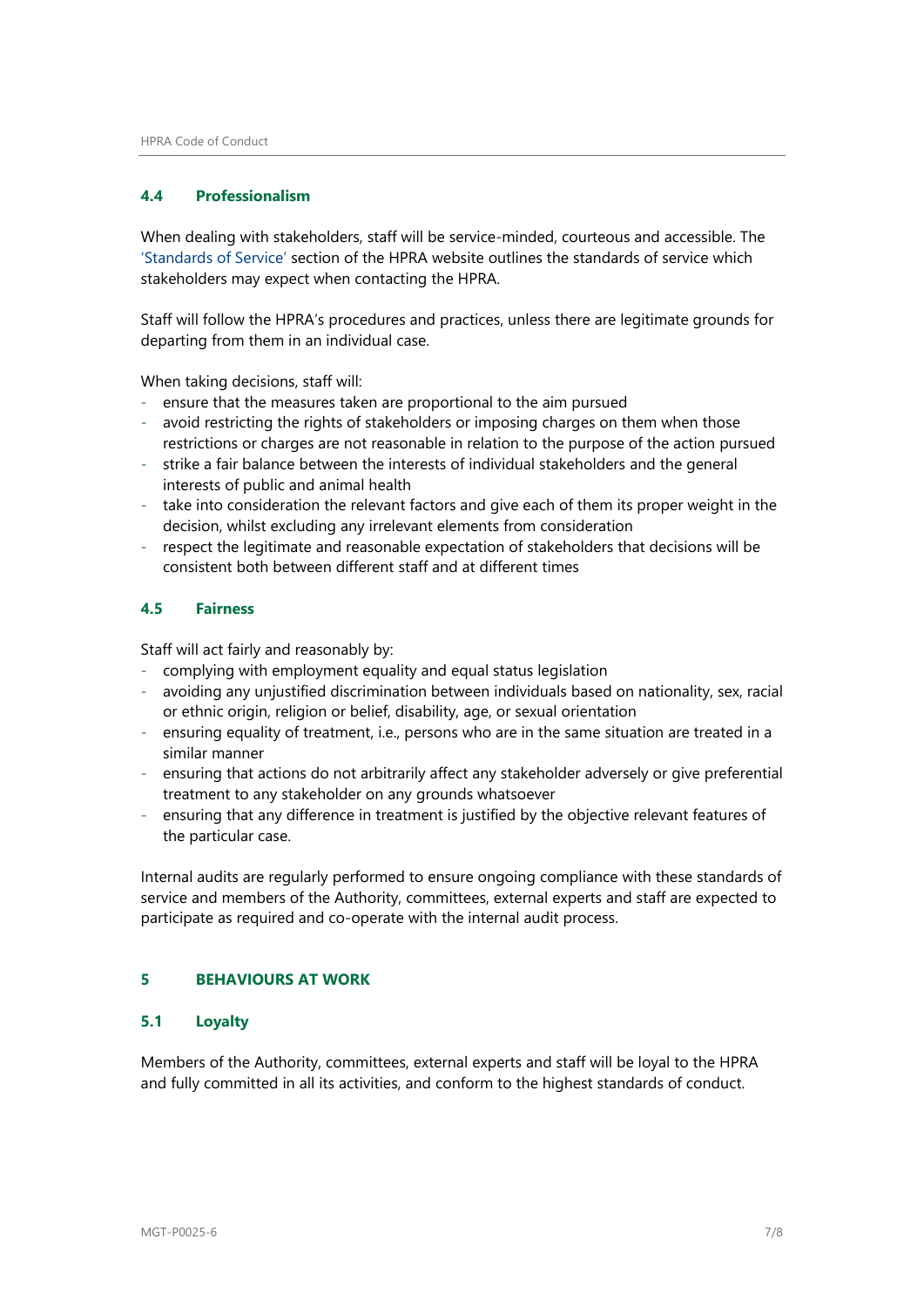### 4.4 Professionalism

When dealing with stakeholders, staff will be service-minded, courteous and accessible. The 'Standards of Service' section of the HPRA website outlines the standards of service which stakeholders may expect when contacting the HPRA.

Staff will follow the HPRA's procedures and practices, unless there are legitimate grounds for departing from them in an individual case.

When taking decisions, staff will:

- ensure that the measures taken are proportional to the aim pursued
- avoid restricting the rights of stakeholders or imposing charges on them when those restrictions or charges are not reasonable in relation to the purpose of the action pursued
- strike a fair balance between the interests of individual stakeholders and the general interests of public and animal health
- take into consideration the relevant factors and give each of them its proper weight in the decision, whilst excluding any irrelevant elements from consideration
- respect the legitimate and reasonable expectation of stakeholders that decisions will be consistent both between different staff and at different times

### 4.5 Fairness

Staff will act fairly and reasonably by:

- complying with employment equality and equal status legislation
- avoiding any unjustified discrimination between individuals based on nationality, sex, racial or ethnic origin, religion or belief, disability, age, or sexual orientation
- ensuring equality of treatment, i.e., persons who are in the same situation are treated in a similar manner
- ensuring that actions do not arbitrarily affect any stakeholder adversely or give preferential treatment to any stakeholder on any grounds whatsoever
- ensuring that any difference in treatment is justified by the objective relevant features of the particular case.

Internal audits are regularly performed to ensure ongoing compliance with these standards of service and members of the Authority, committees, external experts and staff are expected to participate as required and co-operate with the internal audit process.

## 5 BEHAVIOURS AT WORK

### 5.1 Loyalty

Members of the Authority, committees, external experts and staff will be loyal to the HPRA and fully committed in all its activities, and conform to the highest standards of conduct.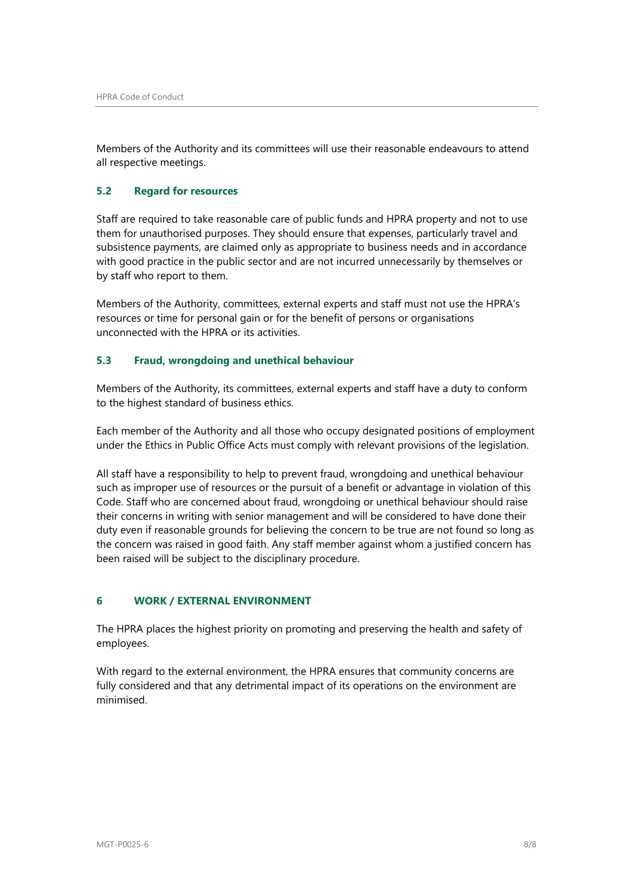Members of the Authority and its committees will use their reasonable endeavours to attend all respective meetings.

### 5.2 Regard for resources

Staff are required to take reasonable care of public funds and HPRA property and not to use them for unauthorised purposes. They should ensure that expenses, particularly travel and subsistence payments, are claimed only as appropriate to business needs and in accordance with good practice in the public sector and are not incurred unnecessarily by themselves or by staff who report to them.

Members of the Authority, committees, external experts and staff must not use the HPRA's resources or time for personal gain or for the benefit of persons or organisations unconnected with the HPRA or its activities.

### 5.3 Fraud, wrongdoing and unethical behaviour

Members of the Authority, its committees, external experts and staff have a duty to conform to the highest standard of business ethics.

Each member of the Authority and all those who occupy designated positions of employment under the Ethics in Public Office Acts must comply with relevant provisions of the legislation.

All staff have a responsibility to help to prevent fraud, wrongdoing and unethical behaviour such as improper use of resources or the pursuit of a benefit or advantage in violation of this Code. Staff who are concerned about fraud, wrongdoing or unethical behaviour should raise their concerns in writing with senior management and will be considered to have done their duty even if reasonable grounds for believing the concern to be true are not found so long as the concern was raised in good faith. Any staff member against whom a justified concern has been raised will be subject to the disciplinary procedure.

## 6 WORK / EXTERNAL ENVIRONMENT

The HPRA places the highest priority on promoting and preserving the health and safety of employees.

With regard to the external environment, the HPRA ensures that community concerns are fully considered and that any detrimental impact of its operations on the environment are minimised.